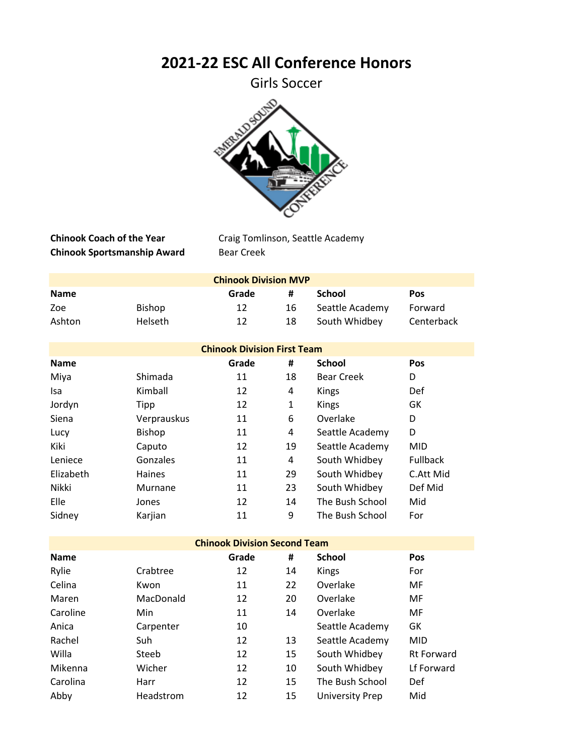# 2021-22 ESC All Conference Honors

## Girls Soccer

**Chinook Coach of the Year** Craig Tomlinson, Seattle Academy
**Chinook Sportsmanship Award** Bear Creek

### Chinook Division MVP

| Name | | Grade | # | School | Pos |
|---|---|---|---|---|---|
| Zoe | Bishop | 12 | 16 | Seattle Academy | Forward |
| Ashton | Helseth | 12 | 18 | South Whidbey | Centerback |

### Chinook Division First Team

| Name | | Grade | # | School | Pos |
|---|---|---|---|---|---|
| Miya | Shimada | 11 | 18 | Bear Creek | D |
| Isa | Kimball | 12 | 4 | Kings | Def |
| Jordyn | Tipp | 12 | 1 | Kings | GK |
| Siena | Verprauskus | 11 | 6 | Overlake | D |
| Lucy | Bishop | 11 | 4 | Seattle Academy | D |
| Kiki | Caputo | 12 | 19 | Seattle Academy | MID |
| Leniece | Gonzales | 11 | 4 | South Whidbey | Fullback |
| Elizabeth | Haines | 11 | 29 | South Whidbey | C.Att Mid |
| Nikki | Murnane | 11 | 23 | South Whidbey | Def Mid |
| Elle | Jones | 12 | 14 | The Bush School | Mid |
| Sidney | Karjian | 11 | 9 | The Bush School | For |

### Chinook Division Second Team

| Name | | Grade | # | School | Pos |
|---|---|---|---|---|---|
| Rylie | Crabtree | 12 | 14 | Kings | For |
| Celina | Kwon | 11 | 22 | Overlake | MF |
| Maren | MacDonald | 12 | 20 | Overlake | MF |
| Caroline | Min | 11 | 14 | Overlake | MF |
| Anica | Carpenter | 10 | | Seattle Academy | GK |
| Rachel | Suh | 12 | 13 | Seattle Academy | MID |
| Willa | Steeb | 12 | 15 | South Whidbey | Rt Forward |
| Mikenna | Wicher | 12 | 10 | South Whidbey | Lf Forward |
| Carolina | Harr | 12 | 15 | The Bush School | Def |
| Abby | Headstrom | 12 | 15 | University Prep | Mid |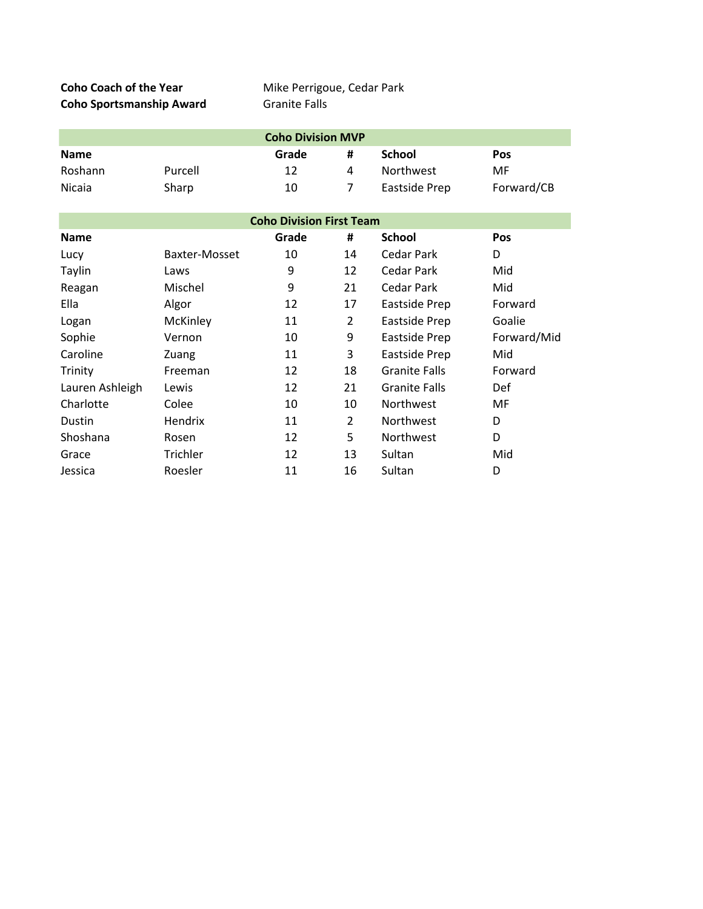**Coho Coach of the Year** Mike Perrigoue, Cedar Park

**Coho Sportsmanship Award** Granite Falls

| Coho Division MVP | | | | | |
|---|---|---|---|---|---|
| **Name** | | **Grade** | **#** | **School** | **Pos** |
| Roshann | Purcell | 12 | 4 | Northwest | MF |
| Nicaia | Sharp | 10 | 7 | Eastside Prep | Forward/CB |

| Coho Division First Team | | | | | |
|---|---|---|---|---|---|
| **Name** | | **Grade** | **#** | **School** | **Pos** |
| Lucy | Baxter-Mosset | 10 | 14 | Cedar Park | D |
| Taylin | Laws | 9 | 12 | Cedar Park | Mid |
| Reagan | Mischel | 9 | 21 | Cedar Park | Mid |
| Ella | Algor | 12 | 17 | Eastside Prep | Forward |
| Logan | McKinley | 11 | 2 | Eastside Prep | Goalie |
| Sophie | Vernon | 10 | 9 | Eastside Prep | Forward/Mid |
| Caroline | Zuang | 11 | 3 | Eastside Prep | Mid |
| Trinity | Freeman | 12 | 18 | Granite Falls | Forward |
| Lauren Ashleigh | Lewis | 12 | 21 | Granite Falls | Def |
| Charlotte | Colee | 10 | 10 | Northwest | MF |
| Dustin | Hendrix | 11 | 2 | Northwest | D |
| Shoshana | Rosen | 12 | 5 | Northwest | D |
| Grace | Trichler | 12 | 13 | Sultan | Mid |
| Jessica | Roesler | 11 | 16 | Sultan | D |